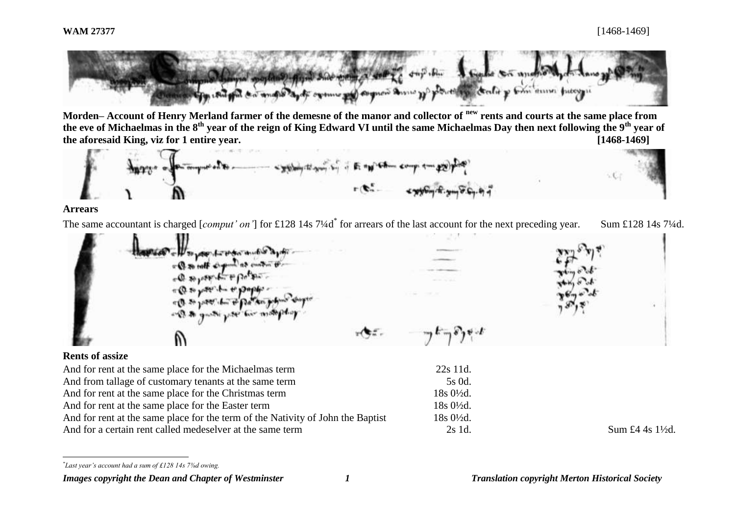**WAM 27377** [1468-1469]

**Morden– Account of Henry Merland farmer of the demesne of the manor and collector of new rents and courts at the same place from the eve of Michaelmas in the 8th year of the reign of King Edward VI until the same Michaelmas Day then next following the 9th year of the aforesaid King, viz for 1 entire year. [1468-1469]**

**Arrears**

The same accountant is charged [*comput' on'*] for £128 14s 7¼d* for arrears of the last account for the next preceding year. Sum £128 14s 7¼d.

**Rents of assize**

| | | |
|---|---|---|
| And for rent at the same place for the Michaelmas term | 22s 11d. | |
| And from tallage of customary tenants at the same term | 5s 0d. | |
| And for rent at the same place for the Christmas term | 18s 0½d. | |
| And for rent at the same place for the Easter term | 18s 0½d. | |
| And for rent at the same place for the term of the Nativity of John the Baptist | 18s 0½d. | |
| And for a certain rent called medeselver at the same term | 2s 1d. | Sum £4 4s 1½d. |

*Last year's account had a sum of £128 14s 7¾d owing.

*Images copyright the Dean and Chapter of Westminster* *Translation copyright Merton Historical Society*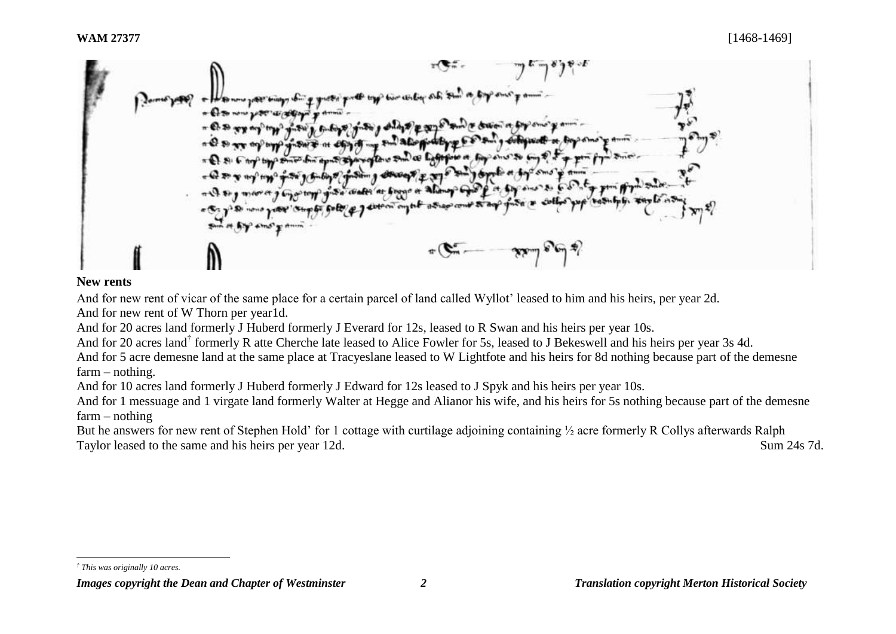**WAM 27377** [1468-1469]

**New rents**

And for new rent of vicar of the same place for a certain parcel of land called Wyllot' leased to him and his heirs, per year 2d.

And for new rent of W Thorn per year1d.

And for 20 acres land formerly J Huberd formerly J Everard for 12s, leased to R Swan and his heirs per year 10s.

And for 20 acres land[†] formerly R atte Cherche late leased to Alice Fowler for 5s, leased to J Bekeswell and his heirs per year 3s 4d.

And for 5 acre demesne land at the same place at Tracyeslane leased to W Lightfote and his heirs for 8d nothing because part of the demesne farm – nothing.

And for 10 acres land formerly J Huberd formerly J Edward for 12s leased to J Spyk and his heirs per year 10s.

And for 1 messuage and 1 virgate land formerly Walter at Hegge and Alianor his wife, and his heirs for 5s nothing because part of the demesne farm – nothing

But he answers for new rent of Stephen Hold' for 1 cottage with curtilage adjoining containing ½ acre formerly R Collys afterwards Ralph Taylor leased to the same and his heirs per year 12d. Sum 24s 7d.

[†] *This was originally 10 acres.*

*Images copyright the Dean and Chapter of Westminster* *Translation copyright Merton Historical Society*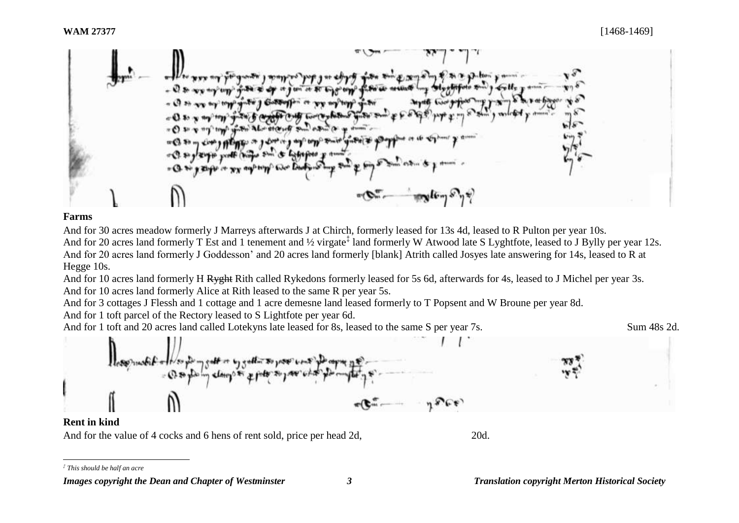**Farms**

And for 30 acres meadow formerly J Marreys afterwards J at Chirch, formerly leased for 13s 4d, leased to R Pulton per year 10s.

And for 20 acres land formerly T Est and 1 tenement and ½ virgate[‡] land formerly W Atwood late S Lyghtfote, leased to J Bylly per year 12s.

And for 20 acres land formerly J Goddesson' and 20 acres land formerly [blank] Atrith called Josyes late answering for 14s, leased to R at Hegge 10s.

And for 10 acres land formerly H ~~Ryght~~ Rith called Rykedons formerly leased for 5s 6d, afterwards for 4s, leased to J Michel per year 3s.

And for 10 acres land formerly Alice at Rith leased to the same R per year 5s.

And for 3 cottages J Flessh and 1 cottage and 1 acre demesne land leased formerly to T Popsent and W Broune per year 8d.

And for 1 toft parcel of the Rectory leased to S Lightfote per year 6d.

And for 1 toft and 20 acres land called Lotekyns late leased for 8s, leased to the same S per year 7s. Sum 48s 2d.

**Rent in kind**

And for the value of 4 cocks and 6 hens of rent sold, price per head 2d, 20d.

[‡] *This should be half an acre*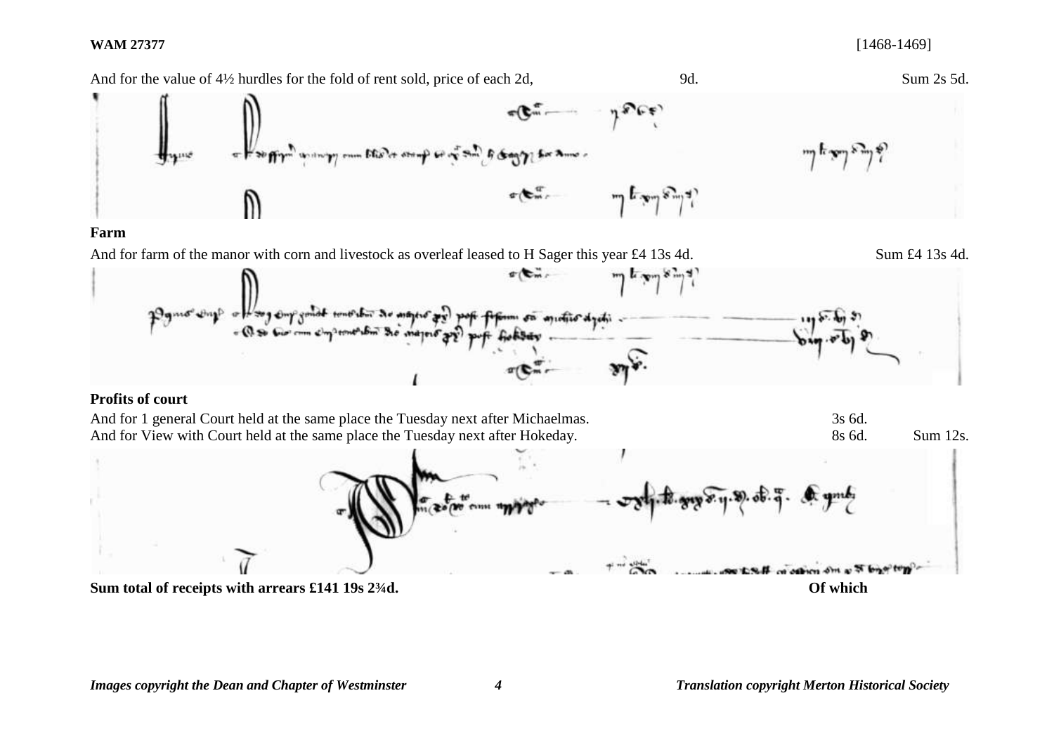And for the value of 4½ hurdles for the fold of rent sold, price of each 2d, 9d. Sum 2s 5d.

**Farm**

And for farm of the manor with corn and livestock as overleaf leased to H Sager this year £4 13s 4d. Sum £4 13s 4d.

**Profits of court**

And for 1 general Court held at the same place the Tuesday next after Michaelmas. 3s 6d.

And for View with Court held at the same place the Tuesday next after Hokeday. 8s 6d. Sum 12s.

**Sum total of receipts with arrears £141 19s 2¾d.** **Of which**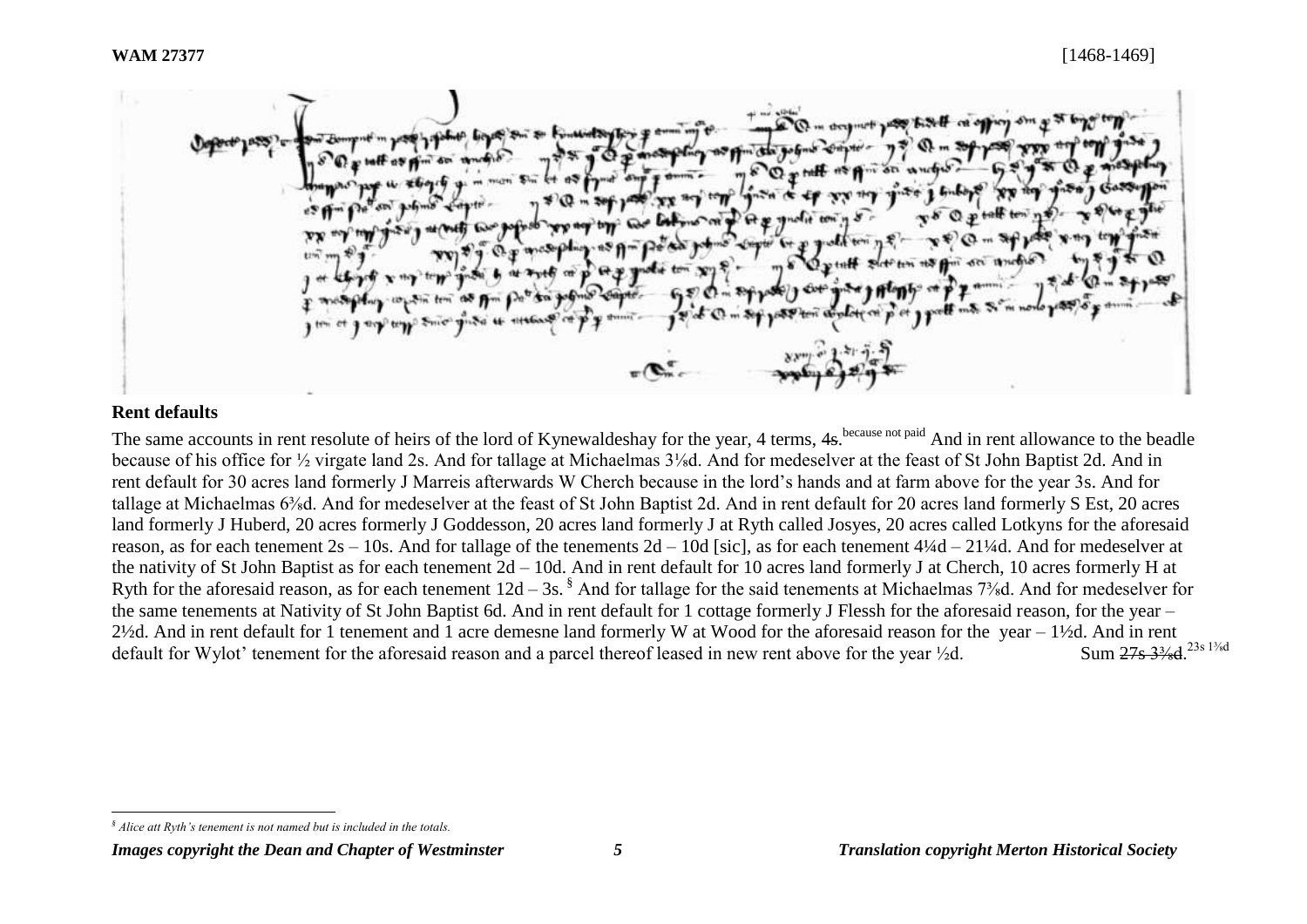## Rent defaults

The same accounts in rent resolute of heirs of the lord of Kynewaldeshay for the year, 4 terms, ~~4s.~~ [because not paid] And in rent allowance to the beadle because of his office for ½ virgate land 2s. And for tallage at Michaelmas 3⅛d. And for medeselver at the feast of St John Baptist 2d. And in rent default for 30 acres land formerly J Marreis afterwards W Cherch because in the lord's hands and at farm above for the year 3s. And for tallage at Michaelmas 6⅜d. And for medeselver at the feast of St John Baptist 2d. And in rent default for 20 acres land formerly S Est, 20 acres land formerly J Huberd, 20 acres formerly J Goddesson, 20 acres land formerly J at Ryth called Josyes, 20 acres called Lotkyns for the aforesaid reason, as for each tenement 2s – 10s. And for tallage of the tenements 2d – 10d [sic], as for each tenement 4¼d – 21¼d. And for medeselver at the nativity of St John Baptist as for each tenement 2d – 10d. And in rent default for 10 acres land formerly J at Cherch, 10 acres formerly H at Ryth for the aforesaid reason, as for each tenement 12d – 3s.[§] And for tallage for the said tenements at Michaelmas 7⅜d. And for medeselver for the same tenements at Nativity of St John Baptist 6d. And in rent default for 1 cottage formerly J Flessh for the aforesaid reason, for the year – 2½d. And in rent default for 1 tenement and 1 acre demesne land formerly W at Wood for the aforesaid reason for the year – 1½d. And in rent default for Wylot' tenement for the aforesaid reason and a parcel thereof leased in new rent above for the year ½d. Sum ~~27s 3⅜d.~~ [23s 1⅜d]

---

[§] *Alice att Ryth's tenement is not named but is included in the totals.*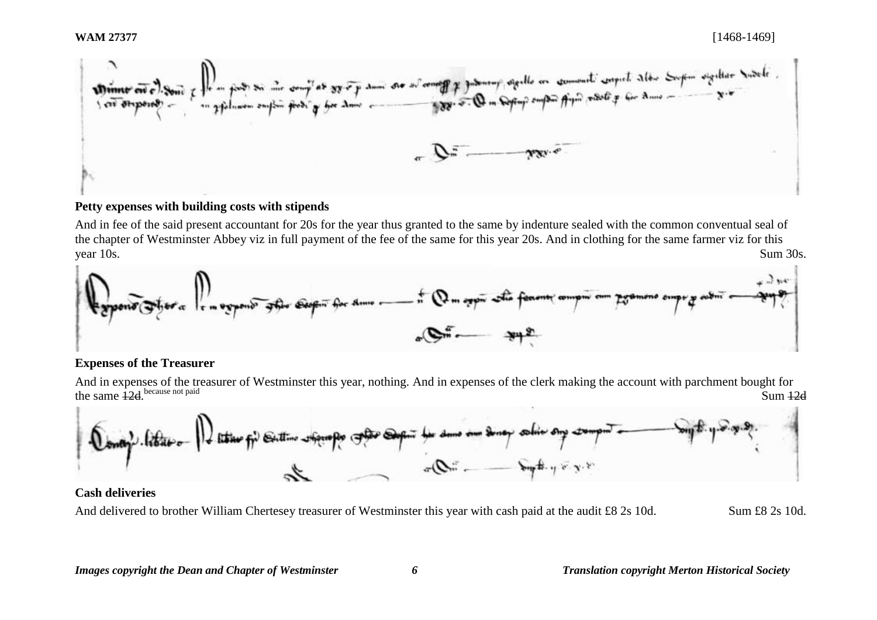**Petty expenses with building costs with stipends**

And in fee of the said present accountant for 20s for the year thus granted to the same by indenture sealed with the common conventual seal of the chapter of Westminster Abbey viz in full payment of the fee of the same for this year 20s. And in clothing for the same farmer viz for this year 10s. Sum 30s.

**Expenses of the Treasurer**

And in expenses of the treasurer of Westminster this year, nothing. And in expenses of the clerk making the account with parchment bought for the same ~~12d~~. because not paid Sum ~~12d~~

**Cash deliveries**

And delivered to brother William Chertesey treasurer of Westminster this year with cash paid at the audit £8 2s 10d. Sum £8 2s 10d.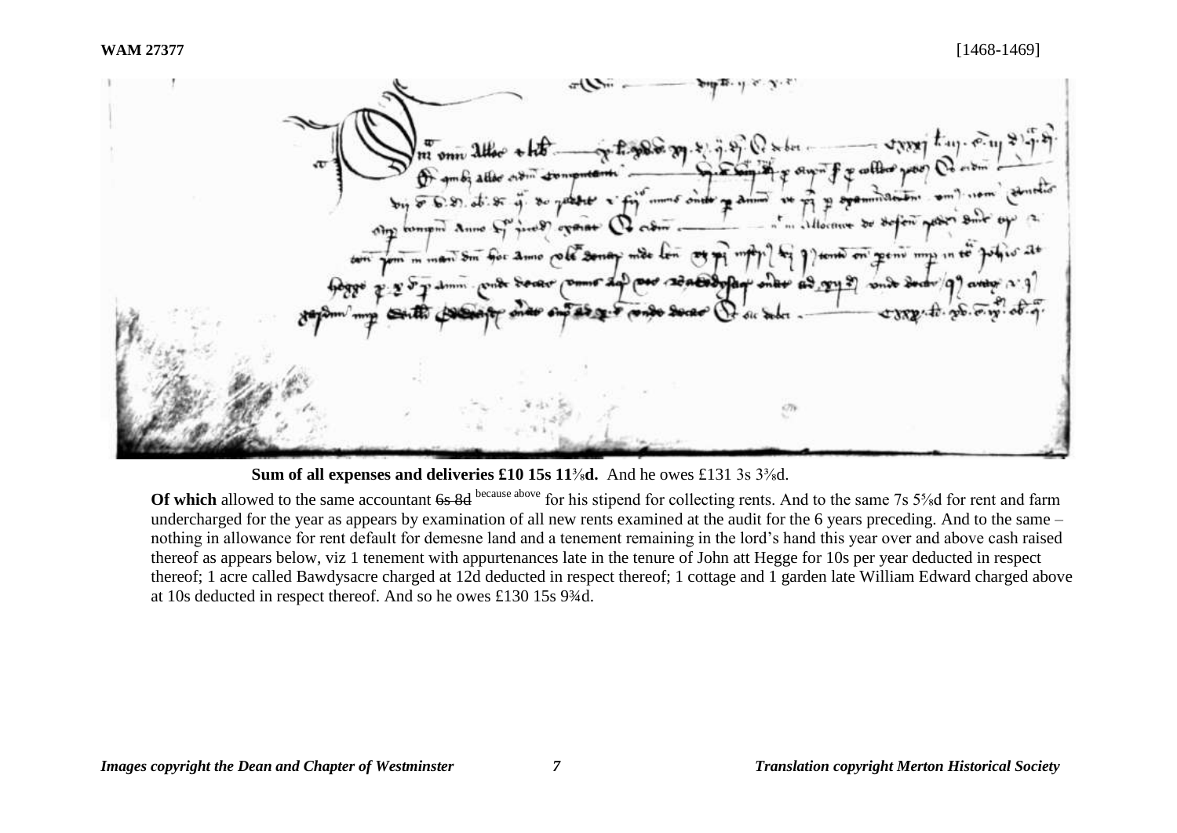**Sum of all expenses and deliveries £10 15s 11⅞d.** And he owes £131 3s 3⅜d.

**Of which** allowed to the same accountant ~~6s 8d~~ because above for his stipend for collecting rents. And to the same 7s 5⅝d for rent and farm undercharged for the year as appears by examination of all new rents examined at the audit for the 6 years preceding. And to the same – nothing in allowance for rent default for demesne land and a tenement remaining in the lord's hand this year over and above cash raised thereof as appears below, viz 1 tenement with appurtenances late in the tenure of John att Hegge for 10s per year deducted in respect thereof; 1 acre called Bawdysacre charged at 12d deducted in respect thereof; 1 cottage and 1 garden late William Edward charged above at 10s deducted in respect thereof. And so he owes £130 15s 9¾d.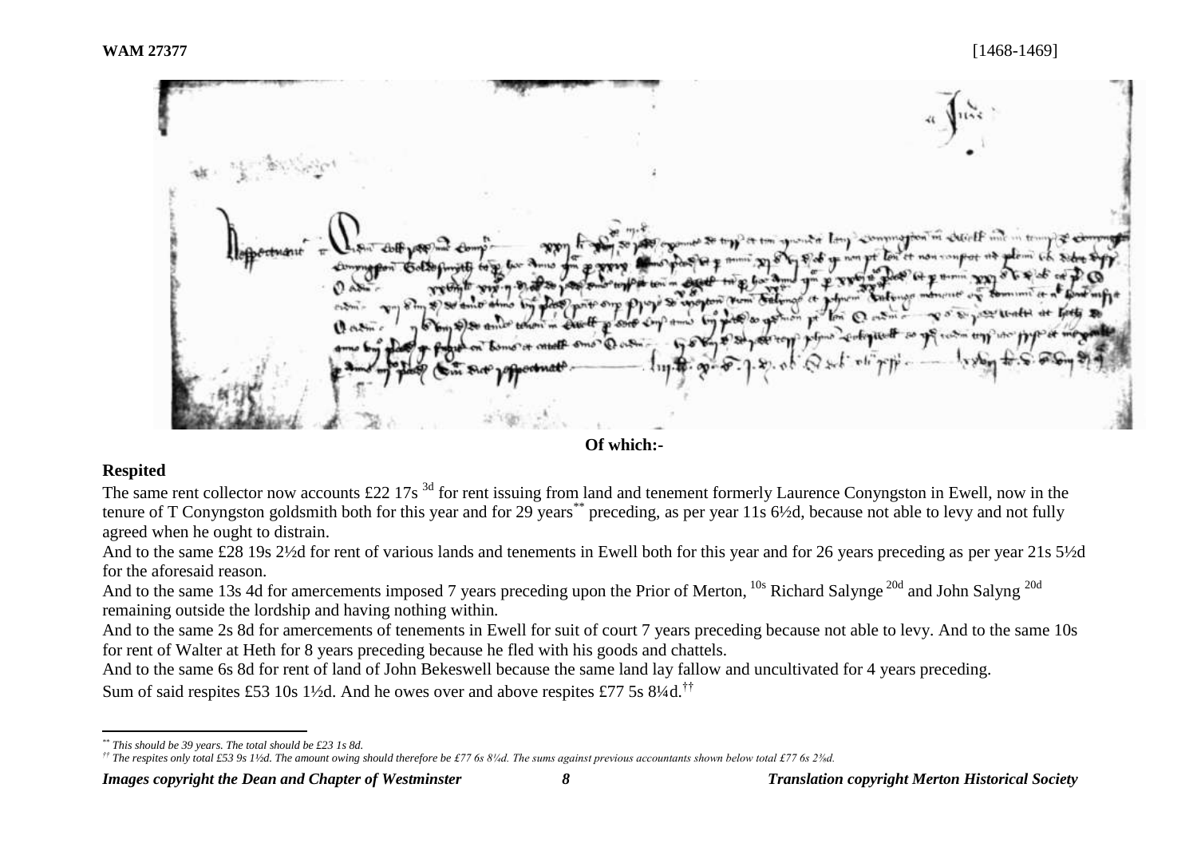**WAM 27377** [1468-1469]

**Of which:-**

**Respited**

The same rent collector now accounts £22 17s [3d] for rent issuing from land and tenement formerly Laurence Conyngston in Ewell, now in the tenure of T Conyngston goldsmith both for this year and for 29 years[**] preceding, as per year 11s 6½d, because not able to levy and not fully agreed when he ought to distrain.

And to the same £28 19s 2½d for rent of various lands and tenements in Ewell both for this year and for 26 years preceding as per year 21s 5½d for the aforesaid reason.

And to the same 13s 4d for amercements imposed 7 years preceding upon the Prior of Merton, [10s] Richard Salynge [20d] and John Salyng [20d] remaining outside the lordship and having nothing within.

And to the same 2s 8d for amercements of tenements in Ewell for suit of court 7 years preceding because not able to levy. And to the same 10s for rent of Walter at Heth for 8 years preceding because he fled with his goods and chattels.

And to the same 6s 8d for rent of land of John Bekeswell because the same land lay fallow and uncultivated for 4 years preceding.

Sum of said respites £53 10s 1½d. And he owes over and above respites £77 5s 8¼d.[††]

---

[**] *This should be 39 years. The total should be £23 1s 8d.*

[††] *The respites only total £53 9s 1½d. The amount owing should therefore be £77 6s 8¼d. The sums against previous accountants shown below total £77 6s 2⅜d.*

***Images copyright the Dean and Chapter of Westminster*** ***Translation copyright Merton Historical Society***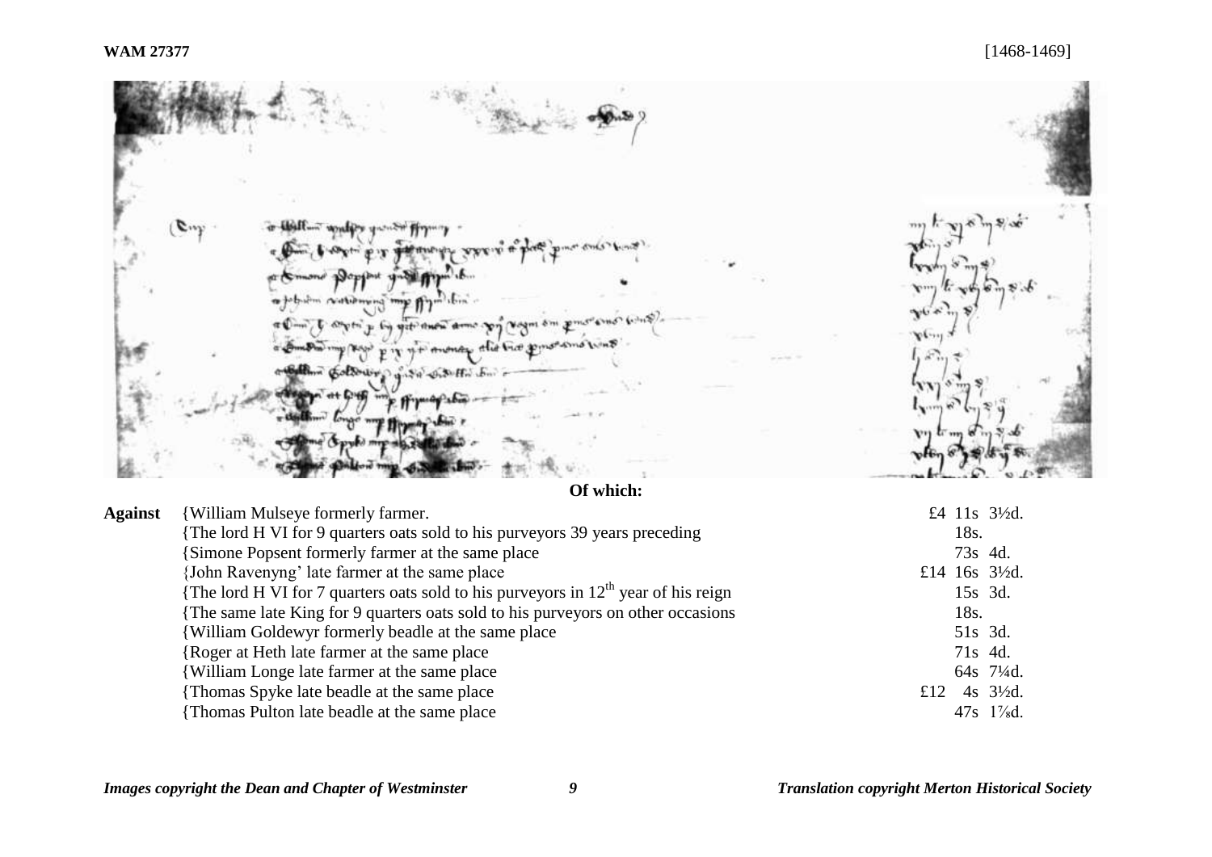**Of which:**

| | | |
|---|---|---|
| **Against** | {William Mulseye formerly farmer. | £4 11s 3½d. |
| | {The lord H VI for 9 quarters oats sold to his purveyors 39 years preceding | 18s. |
| | {Simone Popsent formerly farmer at the same place | 73s 4d. |
| | {John Ravenyng' late farmer at the same place | £14 16s 3½d. |
| | {The lord H VI for 7 quarters oats sold to his purveyors in 12th year of his reign | 15s 3d. |
| | {The same late King for 9 quarters oats sold to his purveyors on other occasions | 18s. |
| | {William Goldewyr formerly beadle at the same place | 51s 3d. |
| | {Roger at Heth late farmer at the same place | 71s 4d. |
| | {William Longe late farmer at the same place | 64s 7¼d. |
| | {Thomas Spyke late beadle at the same place | £12 4s 3½d. |
| | {Thomas Pulton late beadle at the same place | 47s 1⅞d. |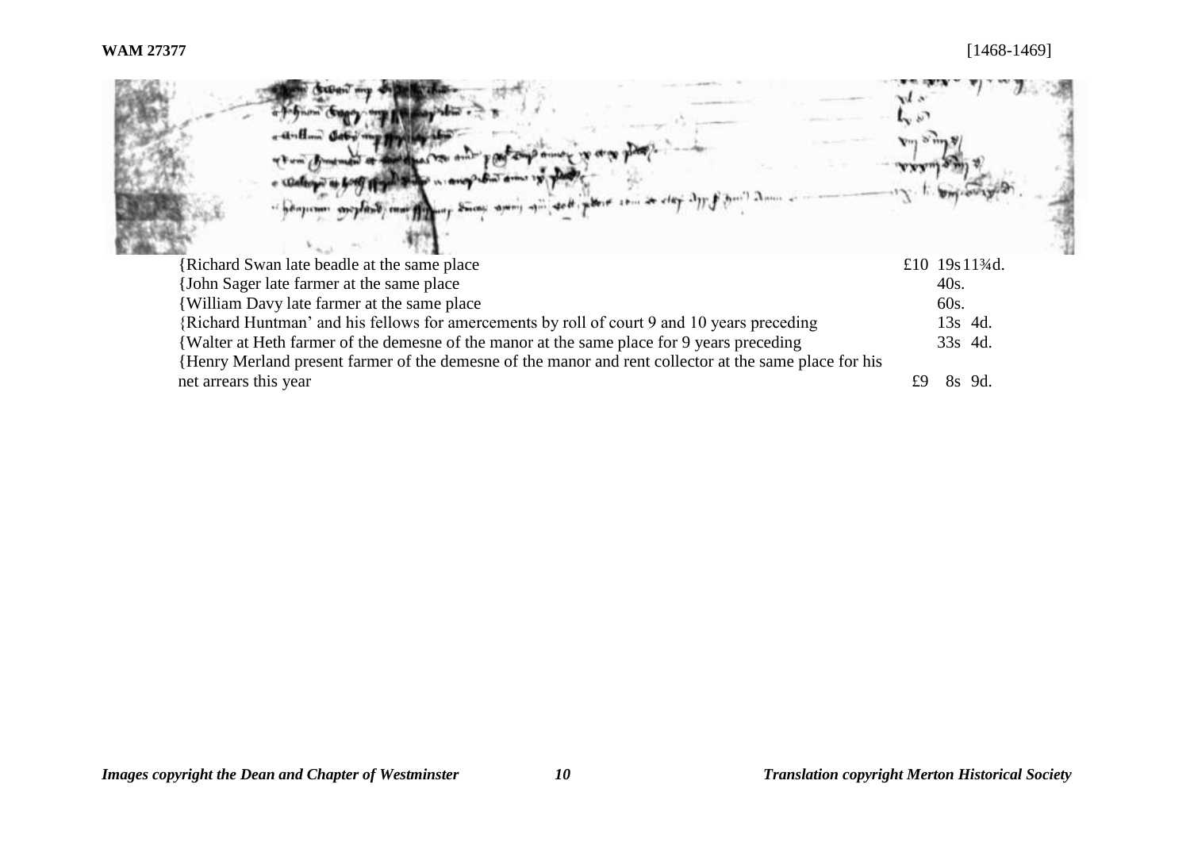| | |
|---|---|
| {Richard Swan late beadle at the same place | £10 19s 11¾d. |
| {John Sager late farmer at the same place | 40s. |
| {William Davy late farmer at the same place | 60s. |
| {Richard Huntman' and his fellows for amercements by roll of court 9 and 10 years preceding | 13s 4d. |
| {Walter at Heth farmer of the demesne of the manor at the same place for 9 years preceding | 33s 4d. |
| {Henry Merland present farmer of the demesne of the manor and rent collector at the same place for his net arrears this year | £9 8s 9d. |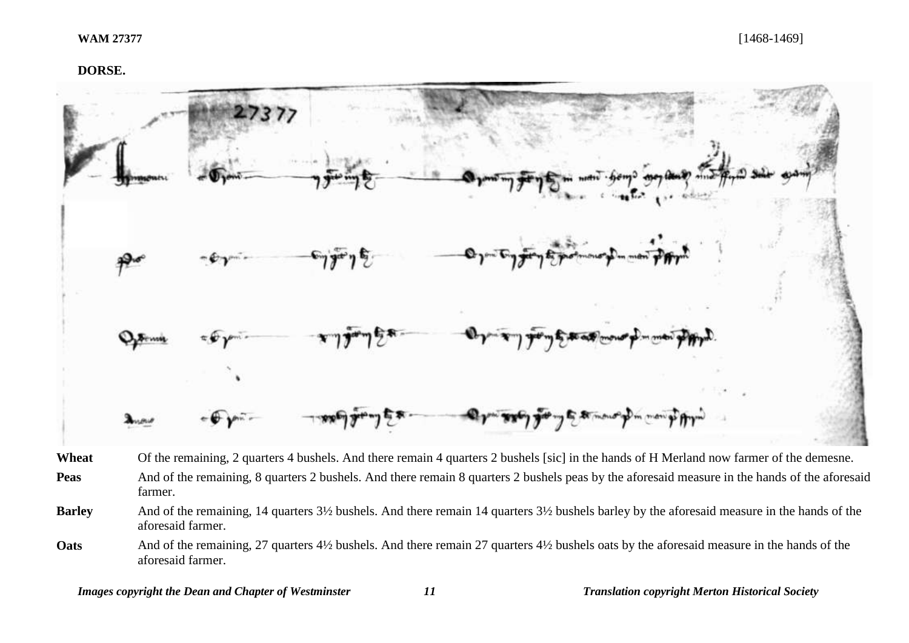**WAM 27377** [1468-1469]

**DORSE.**

| | |
|---|---|
| **Wheat** | Of the remaining, 2 quarters 4 bushels. And there remain 4 quarters 2 bushels [sic] in the hands of H Merland now farmer of the demesne. |
| **Peas** | And of the remaining, 8 quarters 2 bushels. And there remain 8 quarters 2 bushels peas by the aforesaid measure in the hands of the aforesaid farmer. |
| **Barley** | And of the remaining, 14 quarters 3½ bushels. And there remain 14 quarters 3½ bushels barley by the aforesaid measure in the hands of the aforesaid farmer. |
| **Oats** | And of the remaining, 27 quarters 4½ bushels. And there remain 27 quarters 4½ bushels oats by the aforesaid measure in the hands of the aforesaid farmer. |

*Images copyright the Dean and Chapter of Westminster* *Translation copyright Merton Historical Society*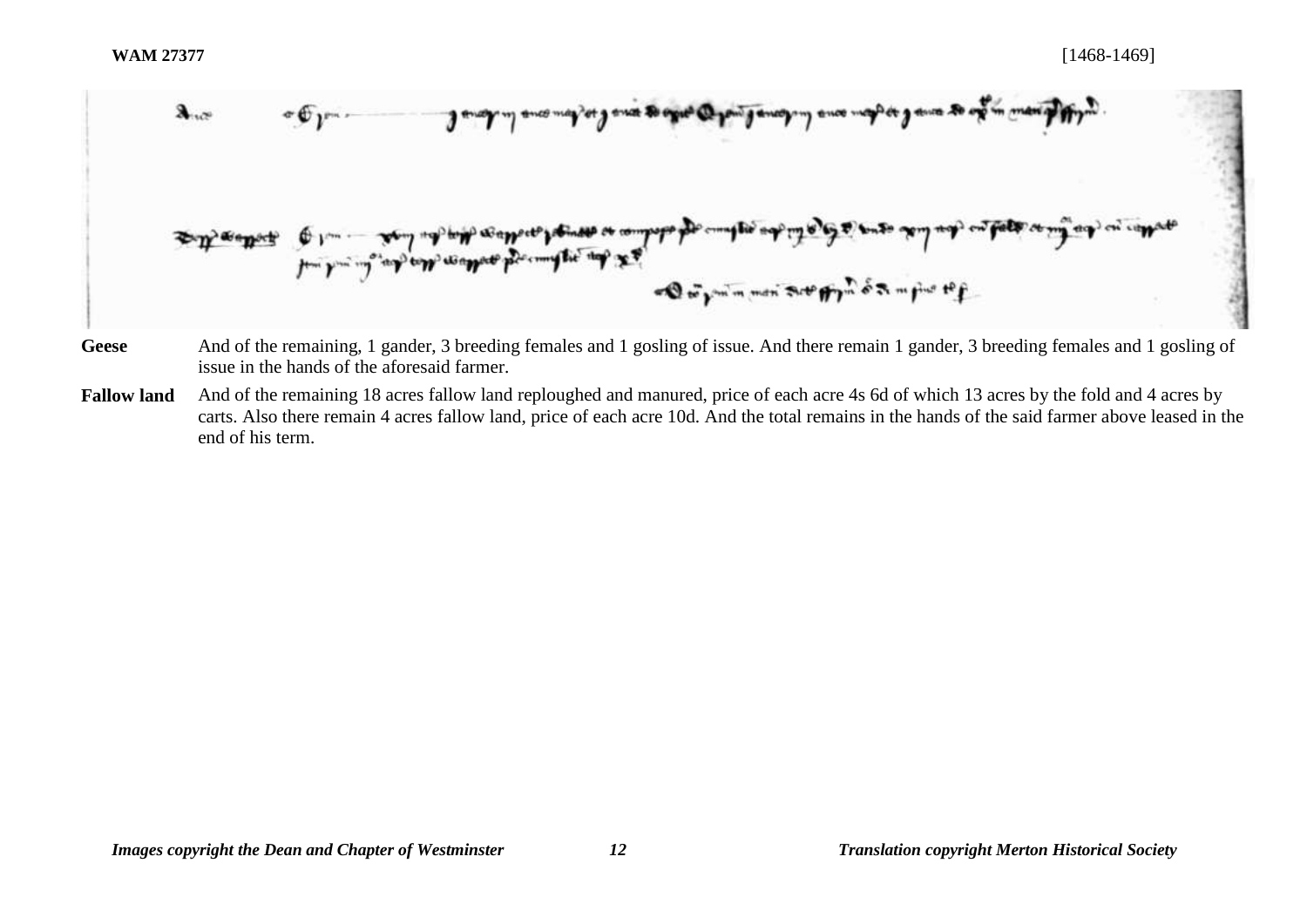**Geese** And of the remaining, 1 gander, 3 breeding females and 1 gosling of issue. And there remain 1 gander, 3 breeding females and 1 gosling of issue in the hands of the aforesaid farmer.

**Fallow land** And of the remaining 18 acres fallow land reploughed and manured, price of each acre 4s 6d of which 13 acres by the fold and 4 acres by carts. Also there remain 4 acres fallow land, price of each acre 10d. And the total remains in the hands of the said farmer above leased in the end of his term.